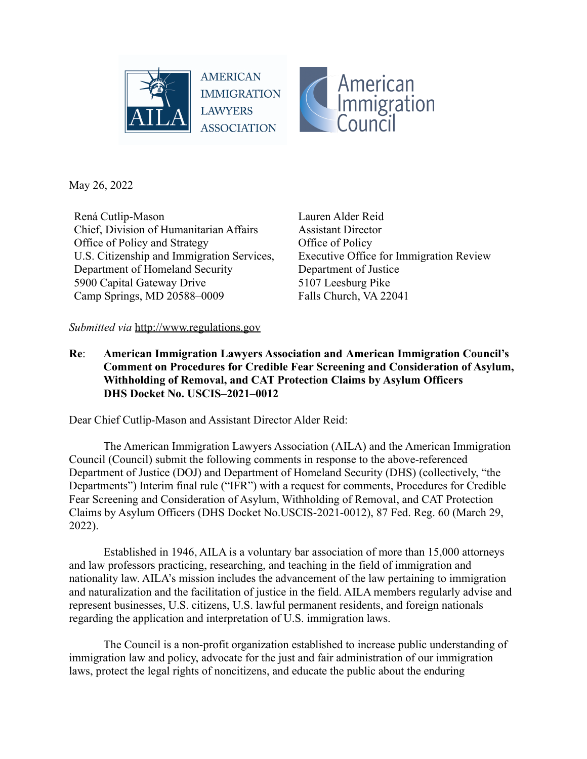AMERICAN IMMIGRATION LAWYERS ASSOCIATION

American Immigration Council

May 26, 2022

René Cutlip-Mason
Chief, Division of Humanitarian Affairs
Office of Policy and Strategy
U.S. Citizenship and Immigration Services,
Department of Homeland Security
5900 Capital Gateway Drive
Camp Springs, MD 20588–0009

Lauren Alder Reid
Assistant Director
Office of Policy
Executive Office for Immigration Review
Department of Justice
5107 Leesburg Pike
Falls Church, VA 22041

*Submitted via* http://www.regulations.gov

**Re**: **American Immigration Lawyers Association and American Immigration Council's Comment on Procedures for Credible Fear Screening and Consideration of Asylum, Withholding of Removal, and CAT Protection Claims by Asylum Officers DHS Docket No. USCIS–2021–0012**

Dear Chief Cutlip-Mason and Assistant Director Alder Reid:

The American Immigration Lawyers Association (AILA) and the American Immigration Council (Council) submit the following comments in response to the above-referenced Department of Justice (DOJ) and Department of Homeland Security (DHS) (collectively, "the Departments") Interim final rule ("IFR") with a request for comments, Procedures for Credible Fear Screening and Consideration of Asylum, Withholding of Removal, and CAT Protection Claims by Asylum Officers (DHS Docket No.USCIS-2021-0012), 87 Fed. Reg. 60 (March 29, 2022).

Established in 1946, AILA is a voluntary bar association of more than 15,000 attorneys and law professors practicing, researching, and teaching in the field of immigration and nationality law. AILA's mission includes the advancement of the law pertaining to immigration and naturalization and the facilitation of justice in the field. AILA members regularly advise and represent businesses, U.S. citizens, U.S. lawful permanent residents, and foreign nationals regarding the application and interpretation of U.S. immigration laws.

The Council is a non-profit organization established to increase public understanding of immigration law and policy, advocate for the just and fair administration of our immigration laws, protect the legal rights of noncitizens, and educate the public about the enduring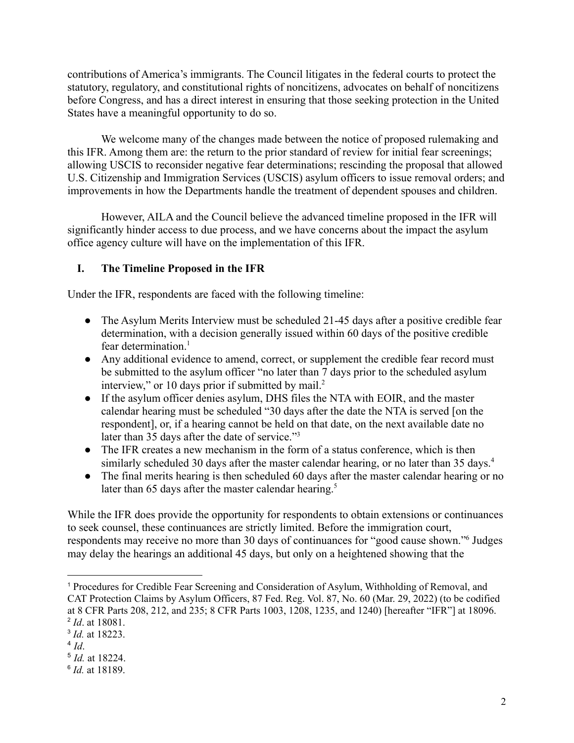contributions of America's immigrants. The Council litigates in the federal courts to protect the statutory, regulatory, and constitutional rights of noncitizens, advocates on behalf of noncitizens before Congress, and has a direct interest in ensuring that those seeking protection in the United States have a meaningful opportunity to do so.

We welcome many of the changes made between the notice of proposed rulemaking and this IFR. Among them are: the return to the prior standard of review for initial fear screenings; allowing USCIS to reconsider negative fear determinations; rescinding the proposal that allowed U.S. Citizenship and Immigration Services (USCIS) asylum officers to issue removal orders; and improvements in how the Departments handle the treatment of dependent spouses and children.

However, AILA and the Council believe the advanced timeline proposed in the IFR will significantly hinder access to due process, and we have concerns about the impact the asylum office agency culture will have on the implementation of this IFR.

## I. The Timeline Proposed in the IFR

Under the IFR, respondents are faced with the following timeline:

- The Asylum Merits Interview must be scheduled 21-45 days after a positive credible fear determination, with a decision generally issued within 60 days of the positive credible fear determination.[1]
- Any additional evidence to amend, correct, or supplement the credible fear record must be submitted to the asylum officer "no later than 7 days prior to the scheduled asylum interview," or 10 days prior if submitted by mail.[2]
- If the asylum officer denies asylum, DHS files the NTA with EOIR, and the master calendar hearing must be scheduled "30 days after the date the NTA is served [on the respondent], or, if a hearing cannot be held on that date, on the next available date no later than 35 days after the date of service."[3]
- The IFR creates a new mechanism in the form of a status conference, which is then similarly scheduled 30 days after the master calendar hearing, or no later than 35 days.[4]
- The final merits hearing is then scheduled 60 days after the master calendar hearing or no later than 65 days after the master calendar hearing.[5]

While the IFR does provide the opportunity for respondents to obtain extensions or continuances to seek counsel, these continuances are strictly limited. Before the immigration court, respondents may receive no more than 30 days of continuances for "good cause shown."[6] Judges may delay the hearings an additional 45 days, but only on a heightened showing that the

---

[1] Procedures for Credible Fear Screening and Consideration of Asylum, Withholding of Removal, and CAT Protection Claims by Asylum Officers, 87 Fed. Reg. Vol. 87, No. 60 (Mar. 29, 2022) (to be codified at 8 CFR Parts 208, 212, and 235; 8 CFR Parts 1003, 1208, 1235, and 1240) [hereafter "IFR"] at 18096.

[2] *Id*. at 18081.

[3] *Id.* at 18223.

[4] *Id*.

[5] *Id.* at 18224.

[6] *Id.* at 18189.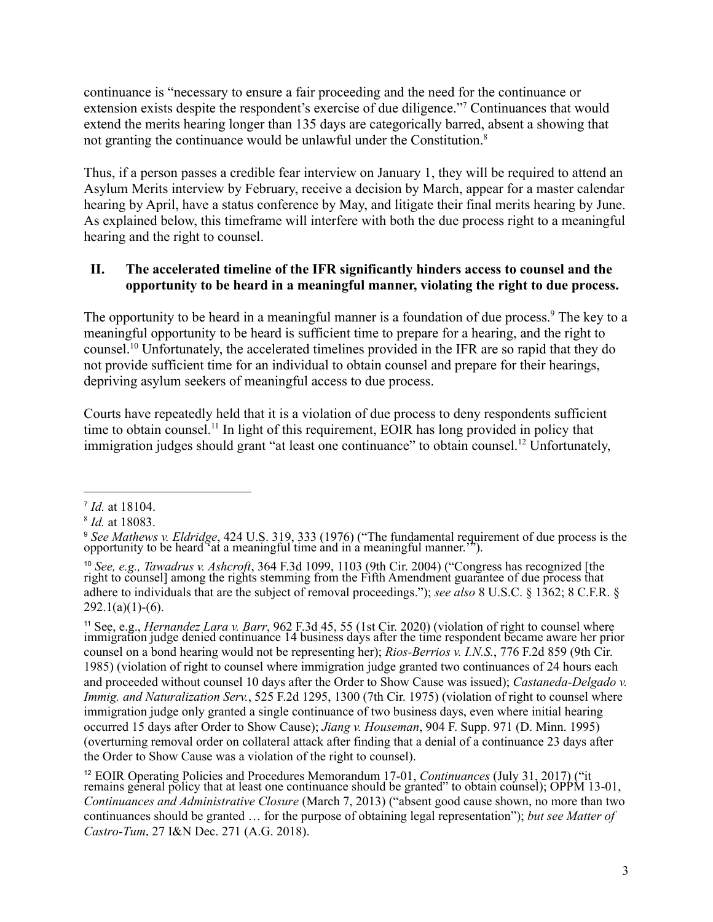continuance is "necessary to ensure a fair proceeding and the need for the continuance or extension exists despite the respondent's exercise of due diligence."[7] Continuances that would extend the merits hearing longer than 135 days are categorically barred, absent a showing that not granting the continuance would be unlawful under the Constitution.[8]

Thus, if a person passes a credible fear interview on January 1, they will be required to attend an Asylum Merits interview by February, receive a decision by March, appear for a master calendar hearing by April, have a status conference by May, and litigate their final merits hearing by June. As explained below, this timeframe will interfere with both the due process right to a meaningful hearing and the right to counsel.

## II. The accelerated timeline of the IFR significantly hinders access to counsel and the opportunity to be heard in a meaningful manner, violating the right to due process.

The opportunity to be heard in a meaningful manner is a foundation of due process.[9] The key to a meaningful opportunity to be heard is sufficient time to prepare for a hearing, and the right to counsel.[10] Unfortunately, the accelerated timelines provided in the IFR are so rapid that they do not provide sufficient time for an individual to obtain counsel and prepare for their hearings, depriving asylum seekers of meaningful access to due process.

Courts have repeatedly held that it is a violation of due process to deny respondents sufficient time to obtain counsel.[11] In light of this requirement, EOIR has long provided in policy that immigration judges should grant "at least one continuance" to obtain counsel.[12] Unfortunately,

---

[7] *Id.* at 18104.

[8] *Id.* at 18083.

[9] *See Mathews v. Eldridge*, 424 U.S. 319, 333 (1976) ("The fundamental requirement of due process is the opportunity to be heard 'at a meaningful time and in a meaningful manner.'").

[10] *See, e.g., Tawadrus v. Ashcroft*, 364 F.3d 1099, 1103 (9th Cir. 2004) ("Congress has recognized [the right to counsel] among the rights stemming from the Fifth Amendment guarantee of due process that adhere to individuals that are the subject of removal proceedings."); *see also* 8 U.S.C. § 1362; 8 C.F.R. § 292.1(a)(1)-(6).

[11] See, e.g., *Hernandez Lara v. Barr*, 962 F.3d 45, 55 (1st Cir. 2020) (violation of right to counsel where immigration judge denied continuance 14 business days after the time respondent became aware her prior counsel on a bond hearing would not be representing her); *Rios-Berrios v. I.N.S.*, 776 F.2d 859 (9th Cir. 1985) (violation of right to counsel where immigration judge granted two continuances of 24 hours each and proceeded without counsel 10 days after the Order to Show Cause was issued); *Castaneda-Delgado v. Immig. and Naturalization Serv.*, 525 F.2d 1295, 1300 (7th Cir. 1975) (violation of right to counsel where immigration judge only granted a single continuance of two business days, even where initial hearing occurred 15 days after Order to Show Cause); *Jiang v. Houseman*, 904 F. Supp. 971 (D. Minn. 1995) (overturning removal order on collateral attack after finding that a denial of a continuance 23 days after the Order to Show Cause was a violation of the right to counsel).

[12] EOIR Operating Policies and Procedures Memorandum 17-01, *Continuances* (July 31, 2017) ("it remains general policy that at least one continuance should be granted" to obtain counsel); OPPM 13-01, *Continuances and Administrative Closure* (March 7, 2013) ("absent good cause shown, no more than two continuances should be granted … for the purpose of obtaining legal representation"); *but see Matter of Castro-Tum*, 27 I&N Dec. 271 (A.G. 2018).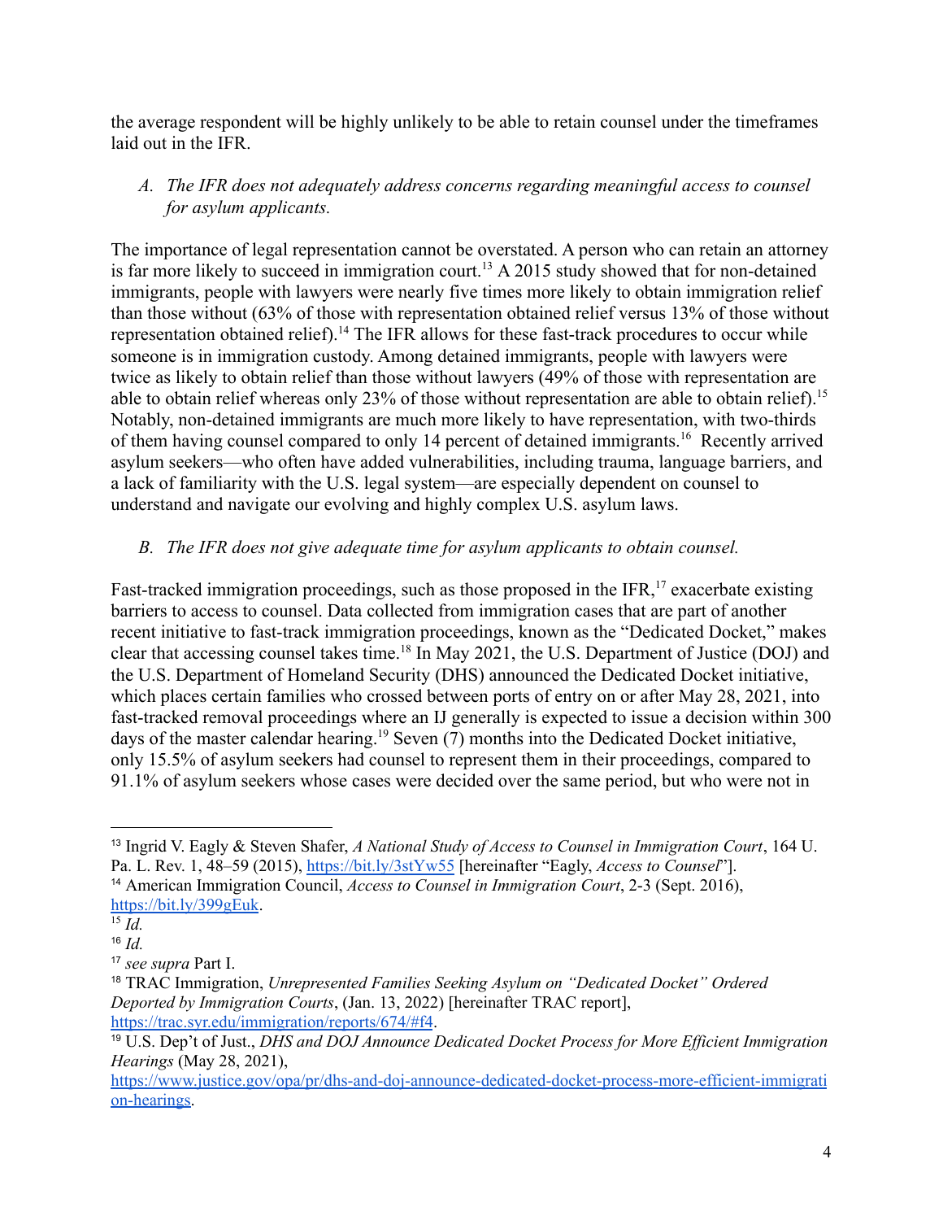the average respondent will be highly unlikely to be able to retain counsel under the timeframes laid out in the IFR.

*A. The IFR does not adequately address concerns regarding meaningful access to counsel for asylum applicants.*

The importance of legal representation cannot be overstated. A person who can retain an attorney is far more likely to succeed in immigration court.[13] A 2015 study showed that for non-detained immigrants, people with lawyers were nearly five times more likely to obtain immigration relief than those without (63% of those with representation obtained relief versus 13% of those without representation obtained relief).[14] The IFR allows for these fast-track procedures to occur while someone is in immigration custody. Among detained immigrants, people with lawyers were twice as likely to obtain relief than those without lawyers (49% of those with representation are able to obtain relief whereas only 23% of those without representation are able to obtain relief).[15] Notably, non-detained immigrants are much more likely to have representation, with two-thirds of them having counsel compared to only 14 percent of detained immigrants.[16] Recently arrived asylum seekers—who often have added vulnerabilities, including trauma, language barriers, and a lack of familiarity with the U.S. legal system—are especially dependent on counsel to understand and navigate our evolving and highly complex U.S. asylum laws.

*B. The IFR does not give adequate time for asylum applicants to obtain counsel.*

Fast-tracked immigration proceedings, such as those proposed in the IFR,[17] exacerbate existing barriers to access to counsel. Data collected from immigration cases that are part of another recent initiative to fast-track immigration proceedings, known as the "Dedicated Docket," makes clear that accessing counsel takes time.[18] In May 2021, the U.S. Department of Justice (DOJ) and the U.S. Department of Homeland Security (DHS) announced the Dedicated Docket initiative, which places certain families who crossed between ports of entry on or after May 28, 2021, into fast-tracked removal proceedings where an IJ generally is expected to issue a decision within 300 days of the master calendar hearing.[19] Seven (7) months into the Dedicated Docket initiative, only 15.5% of asylum seekers had counsel to represent them in their proceedings, compared to 91.1% of asylum seekers whose cases were decided over the same period, but who were not in

---

[13] Ingrid V. Eagly & Steven Shafer, *A National Study of Access to Counsel in Immigration Court*, 164 U. Pa. L. Rev. 1, 48–59 (2015), https://bit.ly/3stYw55 [hereinafter "Eagly, *Access to Counsel*"].

[14] American Immigration Council, *Access to Counsel in Immigration Court*, 2-3 (Sept. 2016), https://bit.ly/399gEuk.

[15] *Id.*

[16] *Id.*

[17] *see supra* Part I.

[18] TRAC Immigration, *Unrepresented Families Seeking Asylum on "Dedicated Docket" Ordered Deported by Immigration Courts*, (Jan. 13, 2022) [hereinafter TRAC report], https://trac.syr.edu/immigration/reports/674/#f4.

[19] U.S. Dep't of Just., *DHS and DOJ Announce Dedicated Docket Process for More Efficient Immigration Hearings* (May 28, 2021), https://www.justice.gov/opa/pr/dhs-and-doj-announce-dedicated-docket-process-more-efficient-immigration-hearings.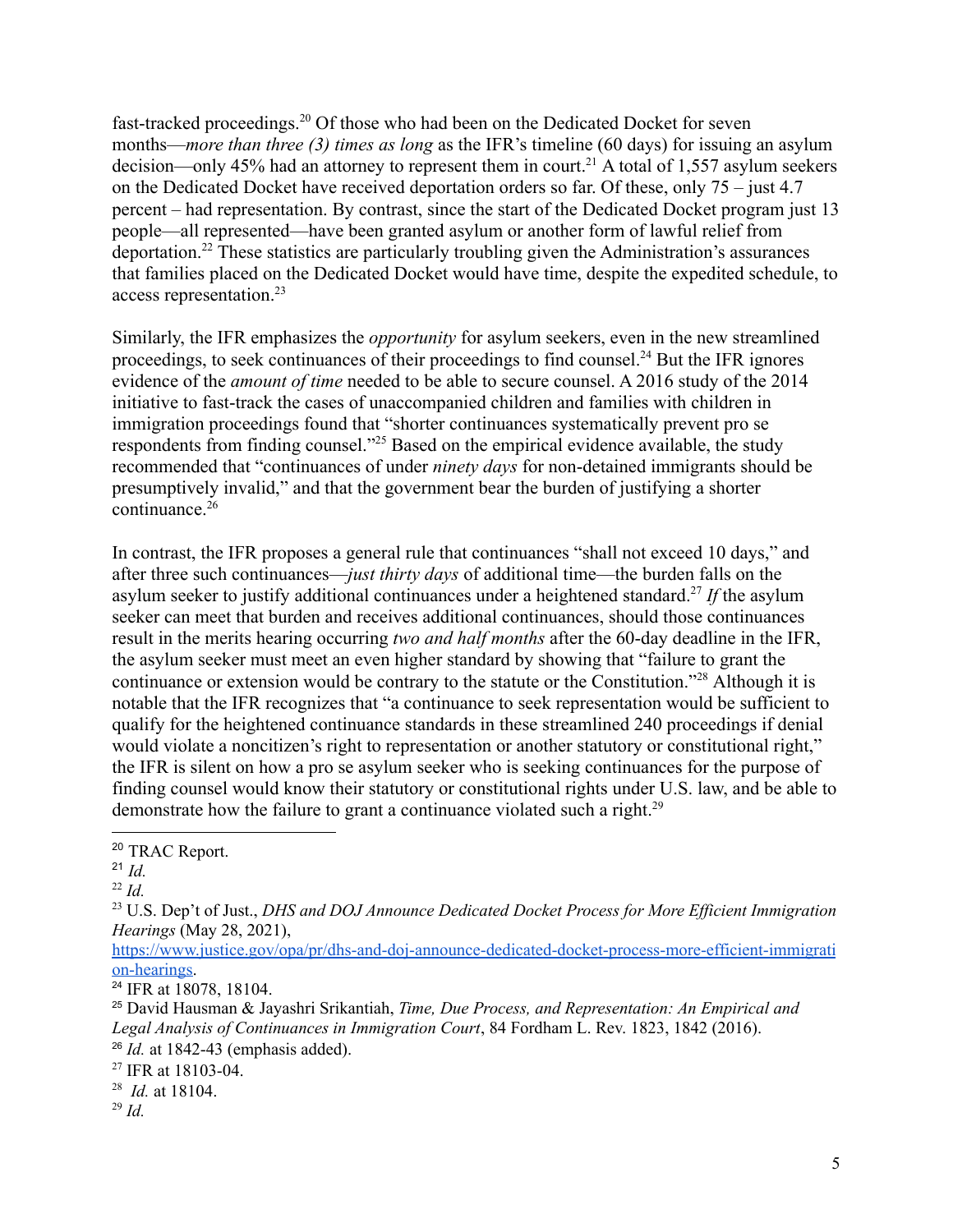fast-tracked proceedings.[20] Of those who had been on the Dedicated Docket for seven months—*more than three (3) times as long* as the IFR's timeline (60 days) for issuing an asylum decision—only 45% had an attorney to represent them in court.[21] A total of 1,557 asylum seekers on the Dedicated Docket have received deportation orders so far. Of these, only 75 – just 4.7 percent – had representation. By contrast, since the start of the Dedicated Docket program just 13 people—all represented—have been granted asylum or another form of lawful relief from deportation.[22] These statistics are particularly troubling given the Administration's assurances that families placed on the Dedicated Docket would have time, despite the expedited schedule, to access representation.[23]

Similarly, the IFR emphasizes the *opportunity* for asylum seekers, even in the new streamlined proceedings, to seek continuances of their proceedings to find counsel.[24] But the IFR ignores evidence of the *amount of time* needed to be able to secure counsel. A 2016 study of the 2014 initiative to fast-track the cases of unaccompanied children and families with children in immigration proceedings found that "shorter continuances systematically prevent pro se respondents from finding counsel."[25] Based on the empirical evidence available, the study recommended that "continuances of under *ninety days* for non-detained immigrants should be presumptively invalid," and that the government bear the burden of justifying a shorter continuance.[26]

In contrast, the IFR proposes a general rule that continuances "shall not exceed 10 days," and after three such continuances—*just thirty days* of additional time—the burden falls on the asylum seeker to justify additional continuances under a heightened standard.[27] *If* the asylum seeker can meet that burden and receives additional continuances, should those continuances result in the merits hearing occurring *two and half months* after the 60-day deadline in the IFR, the asylum seeker must meet an even higher standard by showing that "failure to grant the continuance or extension would be contrary to the statute or the Constitution."[28] Although it is notable that the IFR recognizes that "a continuance to seek representation would be sufficient to qualify for the heightened continuance standards in these streamlined 240 proceedings if denial would violate a noncitizen's right to representation or another statutory or constitutional right," the IFR is silent on how a pro se asylum seeker who is seeking continuances for the purpose of finding counsel would know their statutory or constitutional rights under U.S. law, and be able to demonstrate how the failure to grant a continuance violated such a right.[29]

---

[20] TRAC Report.

[21] *Id.*

[22] *Id.*

[23] U.S. Dep't of Just., *DHS and DOJ Announce Dedicated Docket Process for More Efficient Immigration Hearings* (May 28, 2021), https://www.justice.gov/opa/pr/dhs-and-doj-announce-dedicated-docket-process-more-efficient-immigration-hearings.

[24] IFR at 18078, 18104.

[25] David Hausman & Jayashri Srikantiah, *Time, Due Process, and Representation: An Empirical and Legal Analysis of Continuances in Immigration Court*, 84 Fordham L. Rev. 1823, 1842 (2016).

[26] *Id.* at 1842-43 (emphasis added).

[27] IFR at 18103-04.

[28] *Id.* at 18104.

[29] *Id.*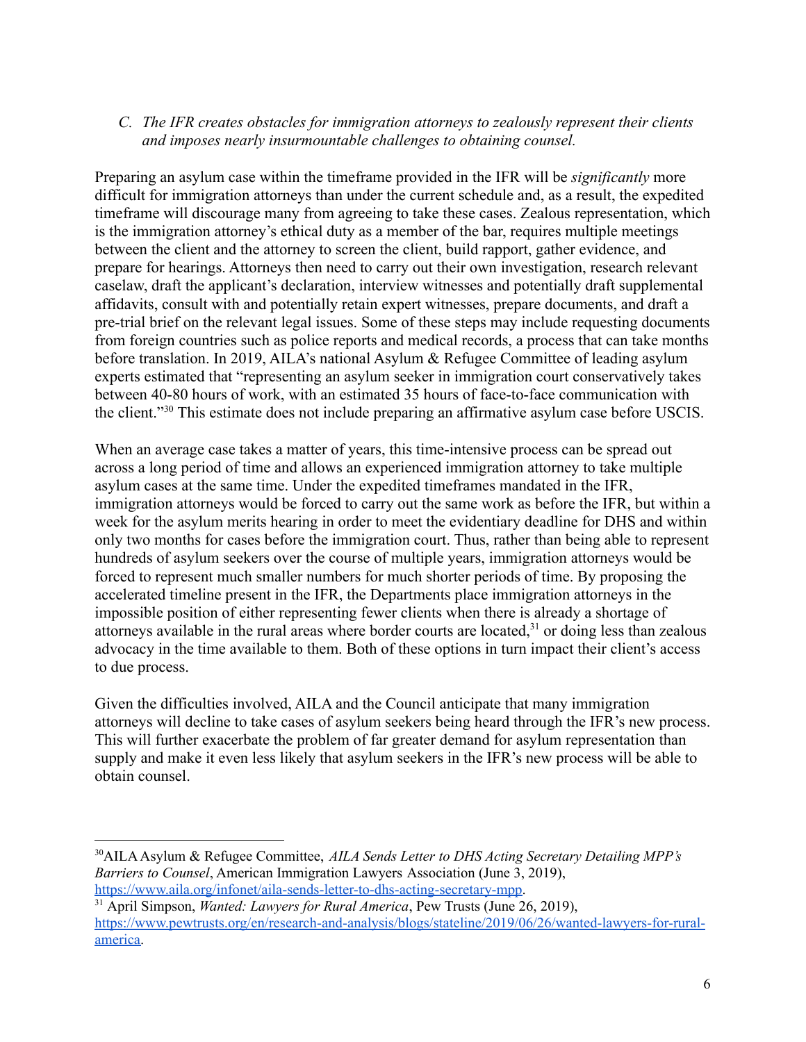### *C. The IFR creates obstacles for immigration attorneys to zealously represent their clients and imposes nearly insurmountable challenges to obtaining counsel.*

Preparing an asylum case within the timeframe provided in the IFR will be *significantly* more difficult for immigration attorneys than under the current schedule and, as a result, the expedited timeframe will discourage many from agreeing to take these cases. Zealous representation, which is the immigration attorney's ethical duty as a member of the bar, requires multiple meetings between the client and the attorney to screen the client, build rapport, gather evidence, and prepare for hearings. Attorneys then need to carry out their own investigation, research relevant caselaw, draft the applicant's declaration, interview witnesses and potentially draft supplemental affidavits, consult with and potentially retain expert witnesses, prepare documents, and draft a pre-trial brief on the relevant legal issues. Some of these steps may include requesting documents from foreign countries such as police reports and medical records, a process that can take months before translation. In 2019, AILA's national Asylum & Refugee Committee of leading asylum experts estimated that "representing an asylum seeker in immigration court conservatively takes between 40-80 hours of work, with an estimated 35 hours of face-to-face communication with the client."[30] This estimate does not include preparing an affirmative asylum case before USCIS.

When an average case takes a matter of years, this time-intensive process can be spread out across a long period of time and allows an experienced immigration attorney to take multiple asylum cases at the same time. Under the expedited timeframes mandated in the IFR, immigration attorneys would be forced to carry out the same work as before the IFR, but within a week for the asylum merits hearing in order to meet the evidentiary deadline for DHS and within only two months for cases before the immigration court. Thus, rather than being able to represent hundreds of asylum seekers over the course of multiple years, immigration attorneys would be forced to represent much smaller numbers for much shorter periods of time. By proposing the accelerated timeline present in the IFR, the Departments place immigration attorneys in the impossible position of either representing fewer clients when there is already a shortage of attorneys available in the rural areas where border courts are located,[31] or doing less than zealous advocacy in the time available to them. Both of these options in turn impact their client's access to due process.

Given the difficulties involved, AILA and the Council anticipate that many immigration attorneys will decline to take cases of asylum seekers being heard through the IFR's new process. This will further exacerbate the problem of far greater demand for asylum representation than supply and make it even less likely that asylum seekers in the IFR's new process will be able to obtain counsel.

---

[30] AILA Asylum & Refugee Committee, *AILA Sends Letter to DHS Acting Secretary Detailing MPP's Barriers to Counsel*, American Immigration Lawyers Association (June 3, 2019), https://www.aila.org/infonet/aila-sends-letter-to-dhs-acting-secretary-mpp.

[31] April Simpson, *Wanted: Lawyers for Rural America*, Pew Trusts (June 26, 2019), https://www.pewtrusts.org/en/research-and-analysis/blogs/stateline/2019/06/26/wanted-lawyers-for-rural-america.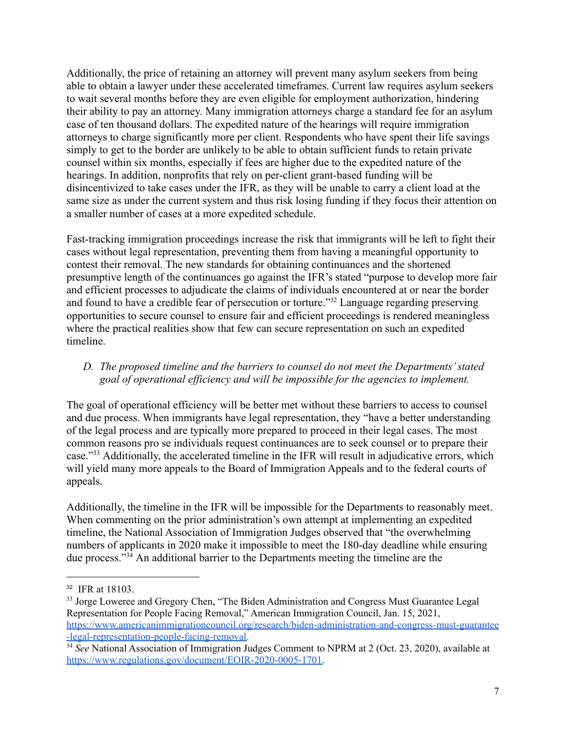Additionally, the price of retaining an attorney will prevent many asylum seekers from being able to obtain a lawyer under these accelerated timeframes. Current law requires asylum seekers to wait several months before they are even eligible for employment authorization, hindering their ability to pay an attorney. Many immigration attorneys charge a standard fee for an asylum case of ten thousand dollars. The expedited nature of the hearings will require immigration attorneys to charge significantly more per client. Respondents who have spent their life savings simply to get to the border are unlikely to be able to obtain sufficient funds to retain private counsel within six months, especially if fees are higher due to the expedited nature of the hearings. In addition, nonprofits that rely on per-client grant-based funding will be disincentivized to take cases under the IFR, as they will be unable to carry a client load at the same size as under the current system and thus risk losing funding if they focus their attention on a smaller number of cases at a more expedited schedule.

Fast-tracking immigration proceedings increase the risk that immigrants will be left to fight their cases without legal representation, preventing them from having a meaningful opportunity to contest their removal. The new standards for obtaining continuances and the shortened presumptive length of the continuances go against the IFR's stated "purpose to develop more fair and efficient processes to adjudicate the claims of individuals encountered at or near the border and found to have a credible fear of persecution or torture."[32] Language regarding preserving opportunities to secure counsel to ensure fair and efficient proceedings is rendered meaningless where the practical realities show that few can secure representation on such an expedited timeline.

*D. The proposed timeline and the barriers to counsel do not meet the Departments' stated goal of operational efficiency and will be impossible for the agencies to implement.*

The goal of operational efficiency will be better met without these barriers to access to counsel and due process. When immigrants have legal representation, they "have a better understanding of the legal process and are typically more prepared to proceed in their legal cases. The most common reasons pro se individuals request continuances are to seek counsel or to prepare their case."[33] Additionally, the accelerated timeline in the IFR will result in adjudicative errors, which will yield many more appeals to the Board of Immigration Appeals and to the federal courts of appeals.

Additionally, the timeline in the IFR will be impossible for the Departments to reasonably meet. When commenting on the prior administration's own attempt at implementing an expedited timeline, the National Association of Immigration Judges observed that "the overwhelming numbers of applicants in 2020 make it impossible to meet the 180-day deadline while ensuring due process."[34] An additional barrier to the Departments meeting the timeline are the

---

[32] IFR at 18103.

[33] Jorge Loweree and Gregory Chen, "The Biden Administration and Congress Must Guarantee Legal Representation for People Facing Removal," American Immigration Council, Jan. 15, 2021, https://www.americanimmigrationcouncil.org/research/biden-administration-and-congress-must-guarantee-legal-representation-people-facing-removal.

[34] *See* National Association of Immigration Judges Comment to NPRM at 2 (Oct. 23, 2020), available at https://www.regulations.gov/document/EOIR-2020-0005-1701.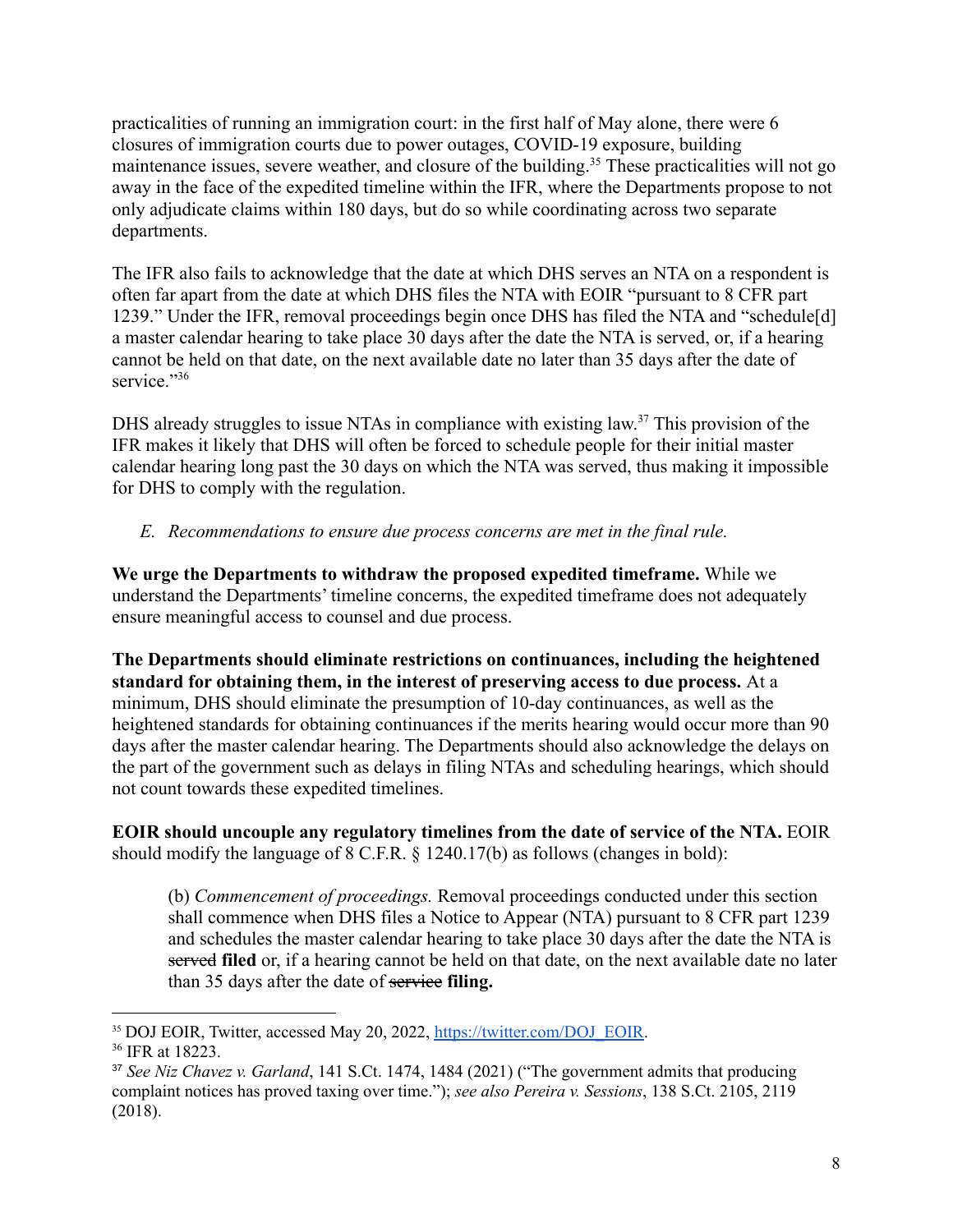practicalities of running an immigration court: in the first half of May alone, there were 6 closures of immigration courts due to power outages, COVID-19 exposure, building maintenance issues, severe weather, and closure of the building.[35] These practicalities will not go away in the face of the expedited timeline within the IFR, where the Departments propose to not only adjudicate claims within 180 days, but do so while coordinating across two separate departments.

The IFR also fails to acknowledge that the date at which DHS serves an NTA on a respondent is often far apart from the date at which DHS files the NTA with EOIR "pursuant to 8 CFR part 1239." Under the IFR, removal proceedings begin once DHS has filed the NTA and "schedule[d] a master calendar hearing to take place 30 days after the date the NTA is served, or, if a hearing cannot be held on that date, on the next available date no later than 35 days after the date of service."[36]

DHS already struggles to issue NTAs in compliance with existing law.[37] This provision of the IFR makes it likely that DHS will often be forced to schedule people for their initial master calendar hearing long past the 30 days on which the NTA was served, thus making it impossible for DHS to comply with the regulation.

*E. Recommendations to ensure due process concerns are met in the final rule.*

**We urge the Departments to withdraw the proposed expedited timeframe.** While we understand the Departments' timeline concerns, the expedited timeframe does not adequately ensure meaningful access to counsel and due process.

**The Departments should eliminate restrictions on continuances, including the heightened standard for obtaining them, in the interest of preserving access to due process.** At a minimum, DHS should eliminate the presumption of 10-day continuances, as well as the heightened standards for obtaining continuances if the merits hearing would occur more than 90 days after the master calendar hearing. The Departments should also acknowledge the delays on the part of the government such as delays in filing NTAs and scheduling hearings, which should not count towards these expedited timelines.

**EOIR should uncouple any regulatory timelines from the date of service of the NTA.** EOIR should modify the language of 8 C.F.R. § 1240.17(b) as follows (changes in bold):

> (b) *Commencement of proceedings.* Removal proceedings conducted under this section shall commence when DHS files a Notice to Appear (NTA) pursuant to 8 CFR part 1239 and schedules the master calendar hearing to take place 30 days after the date the NTA is ~~served~~ **filed** or, if a hearing cannot be held on that date, on the next available date no later than 35 days after the date of ~~service~~ **filing.**

---

[35] DOJ EOIR, Twitter, accessed May 20, 2022, https://twitter.com/DOJ_EOIR.

[36] IFR at 18223.

[37] *See Niz Chavez v. Garland*, 141 S.Ct. 1474, 1484 (2021) ("The government admits that producing complaint notices has proved taxing over time."); *see also Pereira v. Sessions*, 138 S.Ct. 2105, 2119 (2018).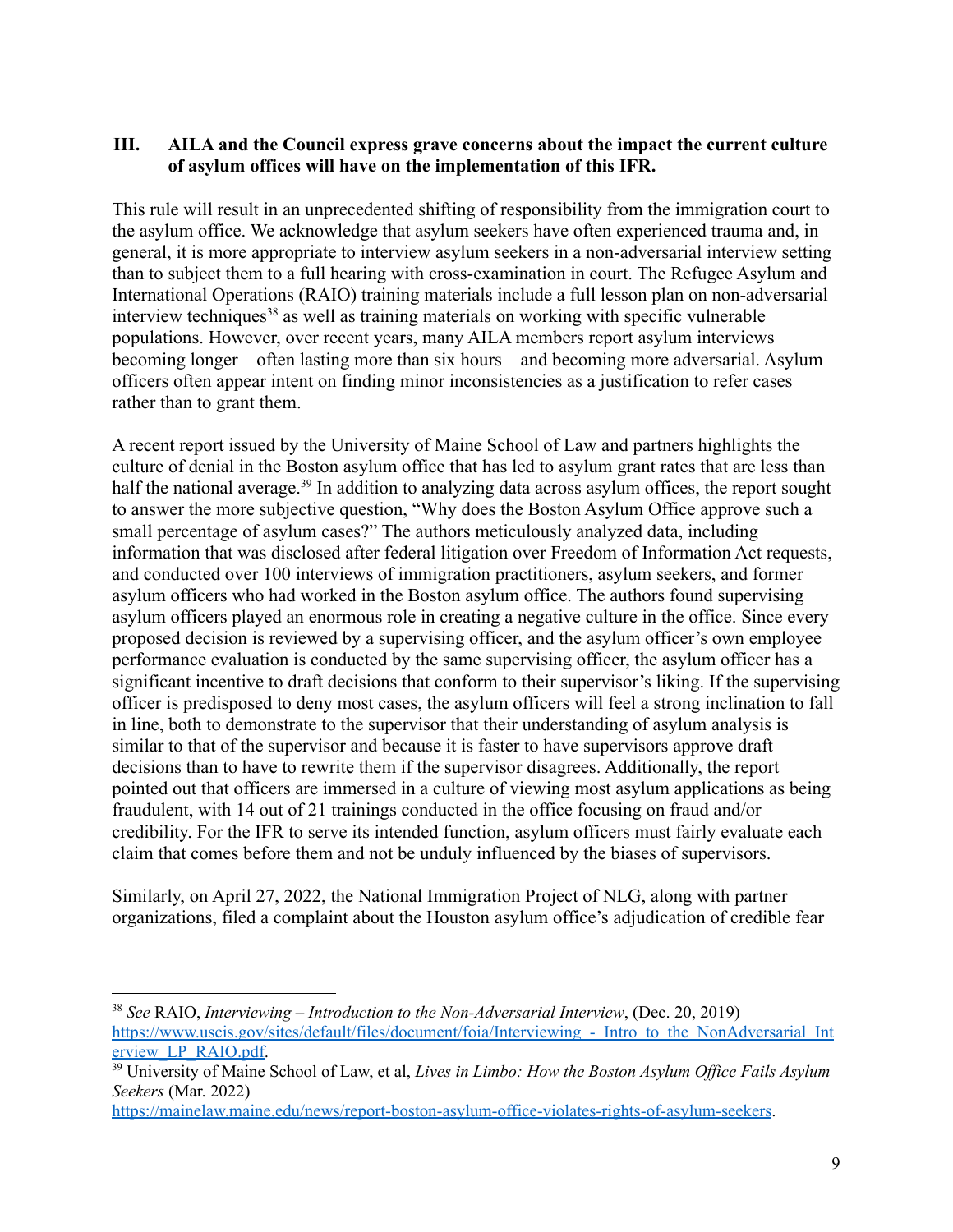### III. AILA and the Council express grave concerns about the impact the current culture of asylum offices will have on the implementation of this IFR.

This rule will result in an unprecedented shifting of responsibility from the immigration court to the asylum office. We acknowledge that asylum seekers have often experienced trauma and, in general, it is more appropriate to interview asylum seekers in a non-adversarial interview setting than to subject them to a full hearing with cross-examination in court. The Refugee Asylum and International Operations (RAIO) training materials include a full lesson plan on non-adversarial interview techniques[38] as well as training materials on working with specific vulnerable populations. However, over recent years, many AILA members report asylum interviews becoming longer—often lasting more than six hours—and becoming more adversarial. Asylum officers often appear intent on finding minor inconsistencies as a justification to refer cases rather than to grant them.

A recent report issued by the University of Maine School of Law and partners highlights the culture of denial in the Boston asylum office that has led to asylum grant rates that are less than half the national average.[39] In addition to analyzing data across asylum offices, the report sought to answer the more subjective question, "Why does the Boston Asylum Office approve such a small percentage of asylum cases?" The authors meticulously analyzed data, including information that was disclosed after federal litigation over Freedom of Information Act requests, and conducted over 100 interviews of immigration practitioners, asylum seekers, and former asylum officers who had worked in the Boston asylum office. The authors found supervising asylum officers played an enormous role in creating a negative culture in the office. Since every proposed decision is reviewed by a supervising officer, and the asylum officer's own employee performance evaluation is conducted by the same supervising officer, the asylum officer has a significant incentive to draft decisions that conform to their supervisor's liking. If the supervising officer is predisposed to deny most cases, the asylum officers will feel a strong inclination to fall in line, both to demonstrate to the supervisor that their understanding of asylum analysis is similar to that of the supervisor and because it is faster to have supervisors approve draft decisions than to have to rewrite them if the supervisor disagrees. Additionally, the report pointed out that officers are immersed in a culture of viewing most asylum applications as being fraudulent, with 14 out of 21 trainings conducted in the office focusing on fraud and/or credibility. For the IFR to serve its intended function, asylum officers must fairly evaluate each claim that comes before them and not be unduly influenced by the biases of supervisors.

Similarly, on April 27, 2022, the National Immigration Project of NLG, along with partner organizations, filed a complaint about the Houston asylum office's adjudication of credible fear

---

[38] *See* RAIO, *Interviewing – Introduction to the Non-Adversarial Interview*, (Dec. 20, 2019) https://www.uscis.gov/sites/default/files/document/foia/Interviewing_-_Intro_to_the_NonAdversarial_Interview_LP_RAIO.pdf.

[39] University of Maine School of Law, et al, *Lives in Limbo: How the Boston Asylum Office Fails Asylum Seekers* (Mar. 2022) https://mainelaw.maine.edu/news/report-boston-asylum-office-violates-rights-of-asylum-seekers.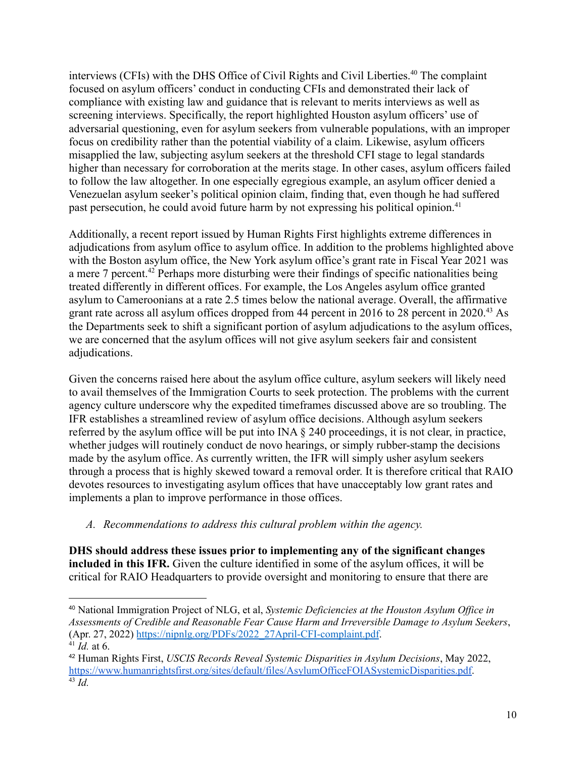interviews (CFIs) with the DHS Office of Civil Rights and Civil Liberties.[40] The complaint focused on asylum officers' conduct in conducting CFIs and demonstrated their lack of compliance with existing law and guidance that is relevant to merits interviews as well as screening interviews. Specifically, the report highlighted Houston asylum officers' use of adversarial questioning, even for asylum seekers from vulnerable populations, with an improper focus on credibility rather than the potential viability of a claim. Likewise, asylum officers misapplied the law, subjecting asylum seekers at the threshold CFI stage to legal standards higher than necessary for corroboration at the merits stage. In other cases, asylum officers failed to follow the law altogether. In one especially egregious example, an asylum officer denied a Venezuelan asylum seeker's political opinion claim, finding that, even though he had suffered past persecution, he could avoid future harm by not expressing his political opinion.[41]

Additionally, a recent report issued by Human Rights First highlights extreme differences in adjudications from asylum office to asylum office. In addition to the problems highlighted above with the Boston asylum office, the New York asylum office's grant rate in Fiscal Year 2021 was a mere 7 percent.[42] Perhaps more disturbing were their findings of specific nationalities being treated differently in different offices. For example, the Los Angeles asylum office granted asylum to Cameroonians at a rate 2.5 times below the national average. Overall, the affirmative grant rate across all asylum offices dropped from 44 percent in 2016 to 28 percent in 2020.[43] As the Departments seek to shift a significant portion of asylum adjudications to the asylum offices, we are concerned that the asylum offices will not give asylum seekers fair and consistent adjudications.

Given the concerns raised here about the asylum office culture, asylum seekers will likely need to avail themselves of the Immigration Courts to seek protection. The problems with the current agency culture underscore why the expedited timeframes discussed above are so troubling. The IFR establishes a streamlined review of asylum office decisions. Although asylum seekers referred by the asylum office will be put into INA § 240 proceedings, it is not clear, in practice, whether judges will routinely conduct de novo hearings, or simply rubber-stamp the decisions made by the asylum office. As currently written, the IFR will simply usher asylum seekers through a process that is highly skewed toward a removal order. It is therefore critical that RAIO devotes resources to investigating asylum offices that have unacceptably low grant rates and implements a plan to improve performance in those offices.

*A. Recommendations to address this cultural problem within the agency.*

**DHS should address these issues prior to implementing any of the significant changes included in this IFR.** Given the culture identified in some of the asylum offices, it will be critical for RAIO Headquarters to provide oversight and monitoring to ensure that there are

---

[40] National Immigration Project of NLG, et al, *Systemic Deficiencies at the Houston Asylum Office in Assessments of Credible and Reasonable Fear Cause Harm and Irreversible Damage to Asylum Seekers*, (Apr. 27, 2022) https://nipnlg.org/PDFs/2022_27April-CFI-complaint.pdf.

[41] *Id.* at 6.

[42] Human Rights First, *USCIS Records Reveal Systemic Disparities in Asylum Decisions*, May 2022, https://www.humanrightsfirst.org/sites/default/files/AsylumOfficeFOIASystemicDisparities.pdf.

[43] *Id.*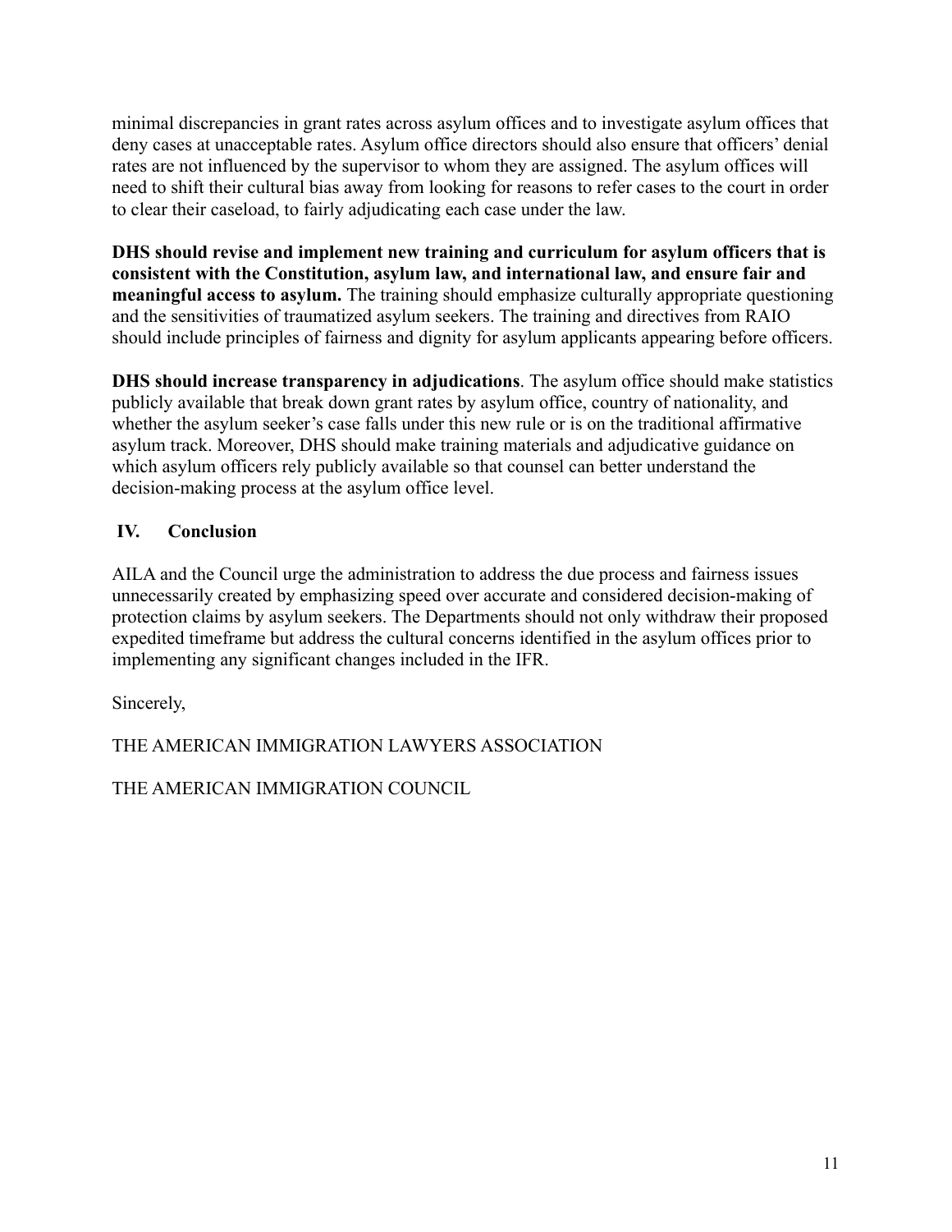minimal discrepancies in grant rates across asylum offices and to investigate asylum offices that deny cases at unacceptable rates. Asylum office directors should also ensure that officers' denial rates are not influenced by the supervisor to whom they are assigned. The asylum offices will need to shift their cultural bias away from looking for reasons to refer cases to the court in order to clear their caseload, to fairly adjudicating each case under the law.

**DHS should revise and implement new training and curriculum for asylum officers that is consistent with the Constitution, asylum law, and international law, and ensure fair and meaningful access to asylum.** The training should emphasize culturally appropriate questioning and the sensitivities of traumatized asylum seekers. The training and directives from RAIO should include principles of fairness and dignity for asylum applicants appearing before officers.

**DHS should increase transparency in adjudications**. The asylum office should make statistics publicly available that break down grant rates by asylum office, country of nationality, and whether the asylum seeker's case falls under this new rule or is on the traditional affirmative asylum track. Moreover, DHS should make training materials and adjudicative guidance on which asylum officers rely publicly available so that counsel can better understand the decision-making process at the asylum office level.

## IV. Conclusion

AILA and the Council urge the administration to address the due process and fairness issues unnecessarily created by emphasizing speed over accurate and considered decision-making of protection claims by asylum seekers. The Departments should not only withdraw their proposed expedited timeframe but address the cultural concerns identified in the asylum offices prior to implementing any significant changes included in the IFR.

Sincerely,

THE AMERICAN IMMIGRATION LAWYERS ASSOCIATION

THE AMERICAN IMMIGRATION COUNCIL